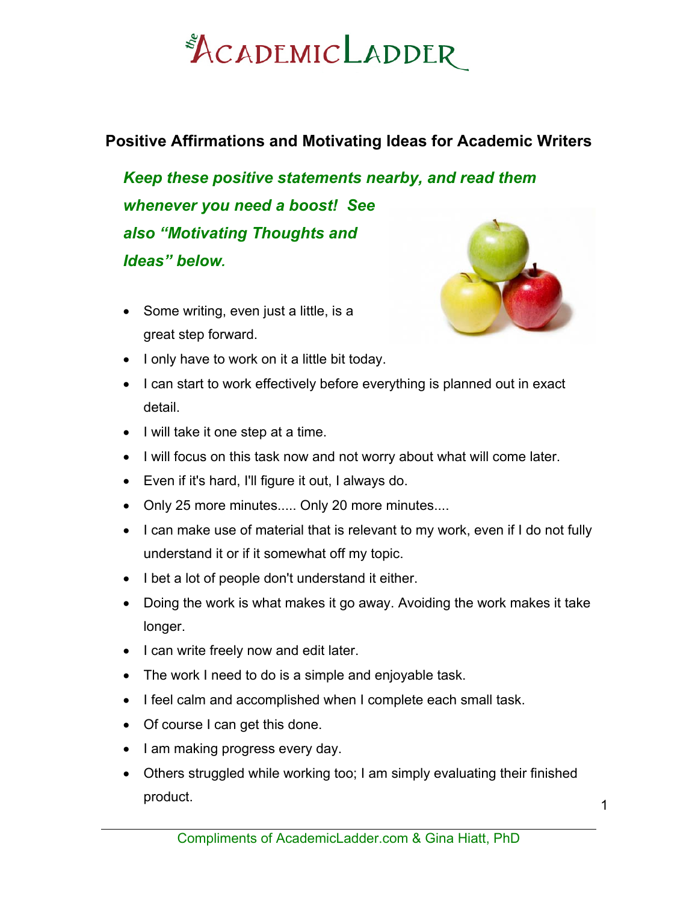# the ACADEMIC LADDER

## Positive Affirmations and Motivating Ideas for Academic Writers

***Keep these positive statements nearby, and read them whenever you need a boost! See also "Motivating Thoughts and Ideas" below.***

- Some writing, even just a little, is a great step forward.
- I only have to work on it a little bit today.
- I can start to work effectively before everything is planned out in exact detail.
- I will take it one step at a time.
- I will focus on this task now and not worry about what will come later.
- Even if it's hard, I'll figure it out, I always do.
- Only 25 more minutes..... Only 20 more minutes....
- I can make use of material that is relevant to my work, even if I do not fully understand it or if it somewhat off my topic.
- I bet a lot of people don't understand it either.
- Doing the work is what makes it go away. Avoiding the work makes it take longer.
- I can write freely now and edit later.
- The work I need to do is a simple and enjoyable task.
- I feel calm and accomplished when I complete each small task.
- Of course I can get this done.
- I am making progress every day.
- Others struggled while working too; I am simply evaluating their finished product.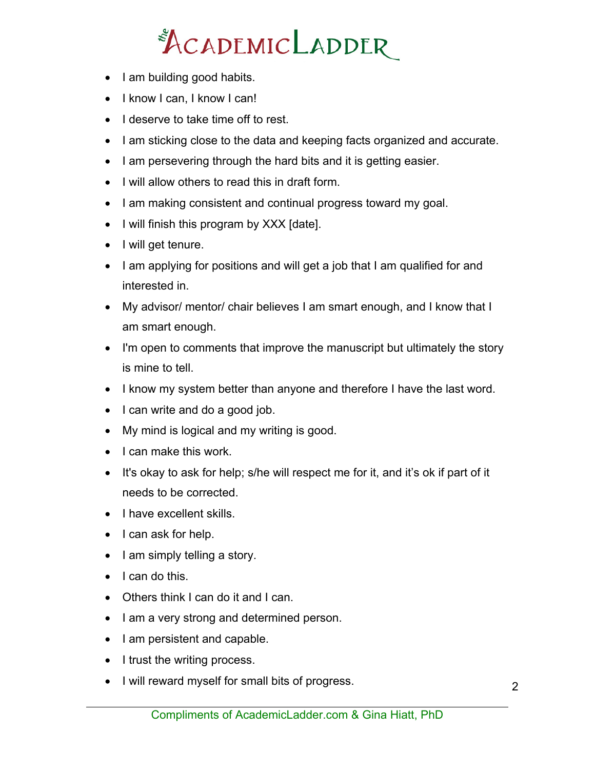- I am building good habits.
- I know I can, I know I can!
- I deserve to take time off to rest.
- I am sticking close to the data and keeping facts organized and accurate.
- I am persevering through the hard bits and it is getting easier.
- I will allow others to read this in draft form.
- I am making consistent and continual progress toward my goal.
- I will finish this program by XXX [date].
- I will get tenure.
- I am applying for positions and will get a job that I am qualified for and interested in.
- My advisor/ mentor/ chair believes I am smart enough, and I know that I am smart enough.
- I'm open to comments that improve the manuscript but ultimately the story is mine to tell.
- I know my system better than anyone and therefore I have the last word.
- I can write and do a good job.
- My mind is logical and my writing is good.
- I can make this work.
- It's okay to ask for help; s/he will respect me for it, and it's ok if part of it needs to be corrected.
- I have excellent skills.
- I can ask for help.
- I am simply telling a story.
- I can do this.
- Others think I can do it and I can.
- I am a very strong and determined person.
- I am persistent and capable.
- I trust the writing process.
- I will reward myself for small bits of progress.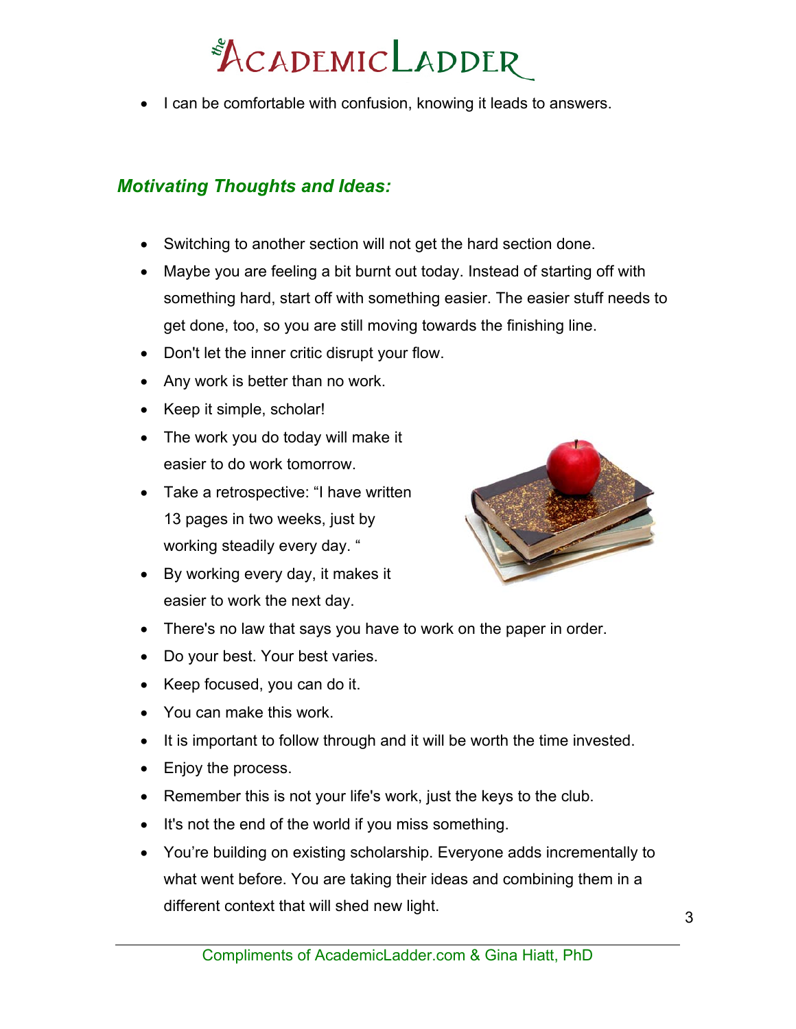- I can be comfortable with confusion, knowing it leads to answers.

## *Motivating Thoughts and Ideas:*

- Switching to another section will not get the hard section done.
- Maybe you are feeling a bit burnt out today. Instead of starting off with something hard, start off with something easier. The easier stuff needs to get done, too, so you are still moving towards the finishing line.
- Don't let the inner critic disrupt your flow.
- Any work is better than no work.
- Keep it simple, scholar!
- The work you do today will make it easier to do work tomorrow.
- Take a retrospective: "I have written 13 pages in two weeks, just by working steadily every day. "
- By working every day, it makes it easier to work the next day.
- There's no law that says you have to work on the paper in order.
- Do your best. Your best varies.
- Keep focused, you can do it.
- You can make this work.
- It is important to follow through and it will be worth the time invested.
- Enjoy the process.
- Remember this is not your life's work, just the keys to the club.
- It's not the end of the world if you miss something.
- You're building on existing scholarship. Everyone adds incrementally to what went before. You are taking their ideas and combining them in a different context that will shed new light.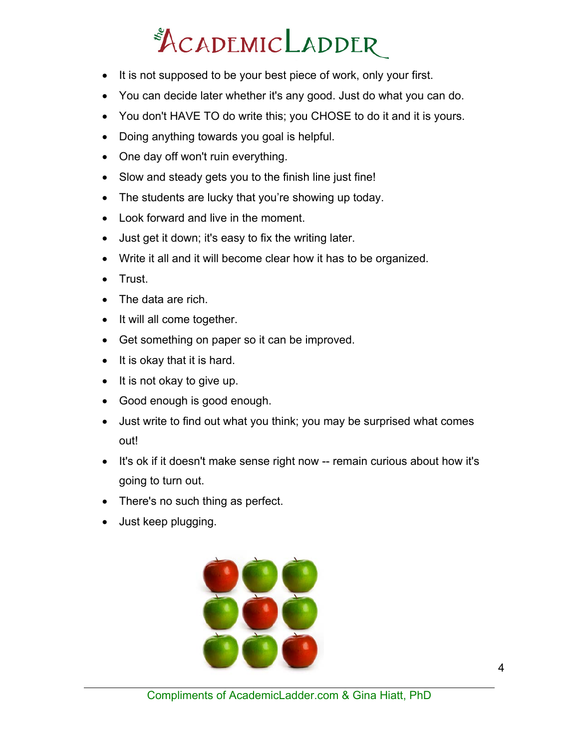- It is not supposed to be your best piece of work, only your first.
- You can decide later whether it's any good. Just do what you can do.
- You don't HAVE TO do write this; you CHOSE to do it and it is yours.
- Doing anything towards you goal is helpful.
- One day off won't ruin everything.
- Slow and steady gets you to the finish line just fine!
- The students are lucky that you're showing up today.
- Look forward and live in the moment.
- Just get it down; it's easy to fix the writing later.
- Write it all and it will become clear how it has to be organized.
- Trust.
- The data are rich.
- It will all come together.
- Get something on paper so it can be improved.
- It is okay that it is hard.
- It is not okay to give up.
- Good enough is good enough.
- Just write to find out what you think; you may be surprised what comes out!
- It's ok if it doesn't make sense right now -- remain curious about how it's going to turn out.
- There's no such thing as perfect.
- Just keep plugging.